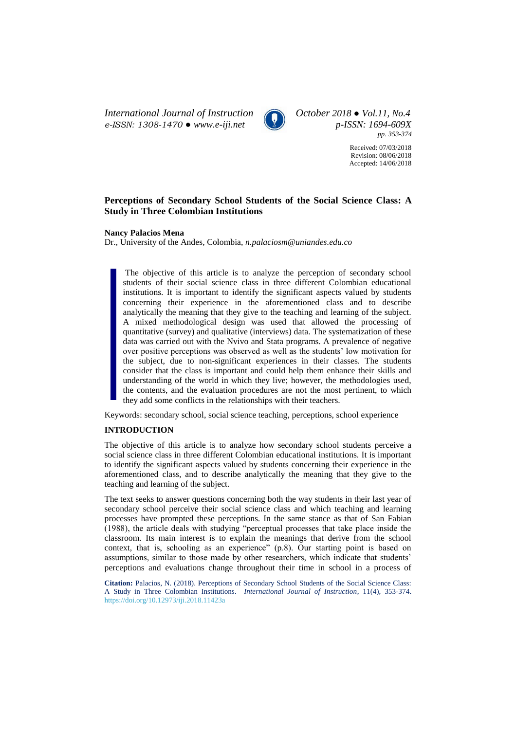Received: 07/03/2018
Revision: 08/06/2018
Accepted: 14/06/2018

# Perceptions of Secondary School Students of the Social Science Class: A Study in Three Colombian Institutions

**Nancy Palacios Mena**
Dr., University of the Andes, Colombia, *n.palaciosm@uniandes.edu.co*

> The objective of this article is to analyze the perception of secondary school students of their social science class in three different Colombian educational institutions. It is important to identify the significant aspects valued by students concerning their experience in the aforementioned class and to describe analytically the meaning that they give to the teaching and learning of the subject. A mixed methodological design was used that allowed the processing of quantitative (survey) and qualitative (interviews) data. The systematization of these data was carried out with the Nvivo and Stata programs. A prevalence of negative over positive perceptions was observed as well as the students' low motivation for the subject, due to non-significant experiences in their classes. The students consider that the class is important and could help them enhance their skills and understanding of the world in which they live; however, the methodologies used, the contents, and the evaluation procedures are not the most pertinent, to which they add some conflicts in the relationships with their teachers.

Keywords: secondary school, social science teaching, perceptions, school experience

## INTRODUCTION

The objective of this article is to analyze how secondary school students perceive a social science class in three different Colombian educational institutions. It is important to identify the significant aspects valued by students concerning their experience in the aforementioned class, and to describe analytically the meaning that they give to the teaching and learning of the subject.

The text seeks to answer questions concerning both the way students in their last year of secondary school perceive their social science class and which teaching and learning processes have prompted these perceptions. In the same stance as that of San Fabian (1988), the article deals with studying "perceptual processes that take place inside the classroom. Its main interest is to explain the meanings that derive from the school context, that is, schooling as an experience" (p.8). Our starting point is based on assumptions, similar to those made by other researchers, which indicate that students' perceptions and evaluations change throughout their time in school in a process of

**Citation:** Palacios, N. (2018). Perceptions of Secondary School Students of the Social Science Class: A Study in Three Colombian Institutions. *International Journal of Instruction*, 11(4), 353-374. https://doi.org/10.12973/iji.2018.11423a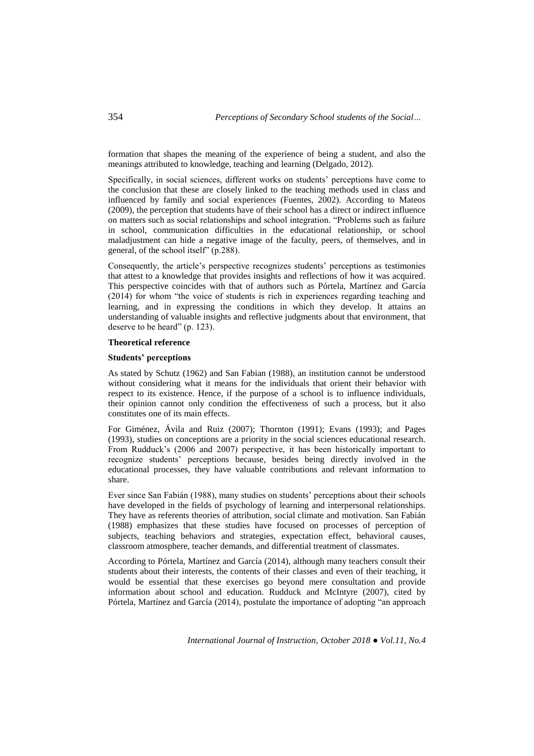formation that shapes the meaning of the experience of being a student, and also the meanings attributed to knowledge, teaching and learning (Delgado, 2012).

Specifically, in social sciences, different works on students' perceptions have come to the conclusion that these are closely linked to the teaching methods used in class and influenced by family and social experiences (Fuentes, 2002). According to Mateos (2009), the perception that students have of their school has a direct or indirect influence on matters such as social relationships and school integration. "Problems such as failure in school, communication difficulties in the educational relationship, or school maladjustment can hide a negative image of the faculty, peers, of themselves, and in general, of the school itself" (p.288).

Consequently, the article's perspective recognizes students' perceptions as testimonies that attest to a knowledge that provides insights and reflections of how it was acquired. This perspective coincides with that of authors such as Pórtela, Martínez and García (2014) for whom "the voice of students is rich in experiences regarding teaching and learning, and in expressing the conditions in which they develop. It attains an understanding of valuable insights and reflective judgments about that environment, that deserve to be heard" (p. 123).

## Theoretical reference

### Students' perceptions

As stated by Schutz (1962) and San Fabian (1988), an institution cannot be understood without considering what it means for the individuals that orient their behavior with respect to its existence. Hence, if the purpose of a school is to influence individuals, their opinion cannot only condition the effectiveness of such a process, but it also constitutes one of its main effects.

For Giménez, Ávila and Ruiz (2007); Thornton (1991); Evans (1993); and Pages (1993), studies on conceptions are a priority in the social sciences educational research. From Rudduck's (2006 and 2007) perspective, it has been historically important to recognize students' perceptions because, besides being directly involved in the educational processes, they have valuable contributions and relevant information to share.

Ever since San Fabián (1988), many studies on students' perceptions about their schools have developed in the fields of psychology of learning and interpersonal relationships. They have as referents theories of attribution, social climate and motivation. San Fabián (1988) emphasizes that these studies have focused on processes of perception of subjects, teaching behaviors and strategies, expectation effect, behavioral causes, classroom atmosphere, teacher demands, and differential treatment of classmates.

According to Pórtela, Martínez and García (2014), although many teachers consult their students about their interests, the contents of their classes and even of their teaching, it would be essential that these exercises go beyond mere consultation and provide information about school and education. Rudduck and McIntyre (2007), cited by Pórtela, Martínez and García (2014), postulate the importance of adopting "an approach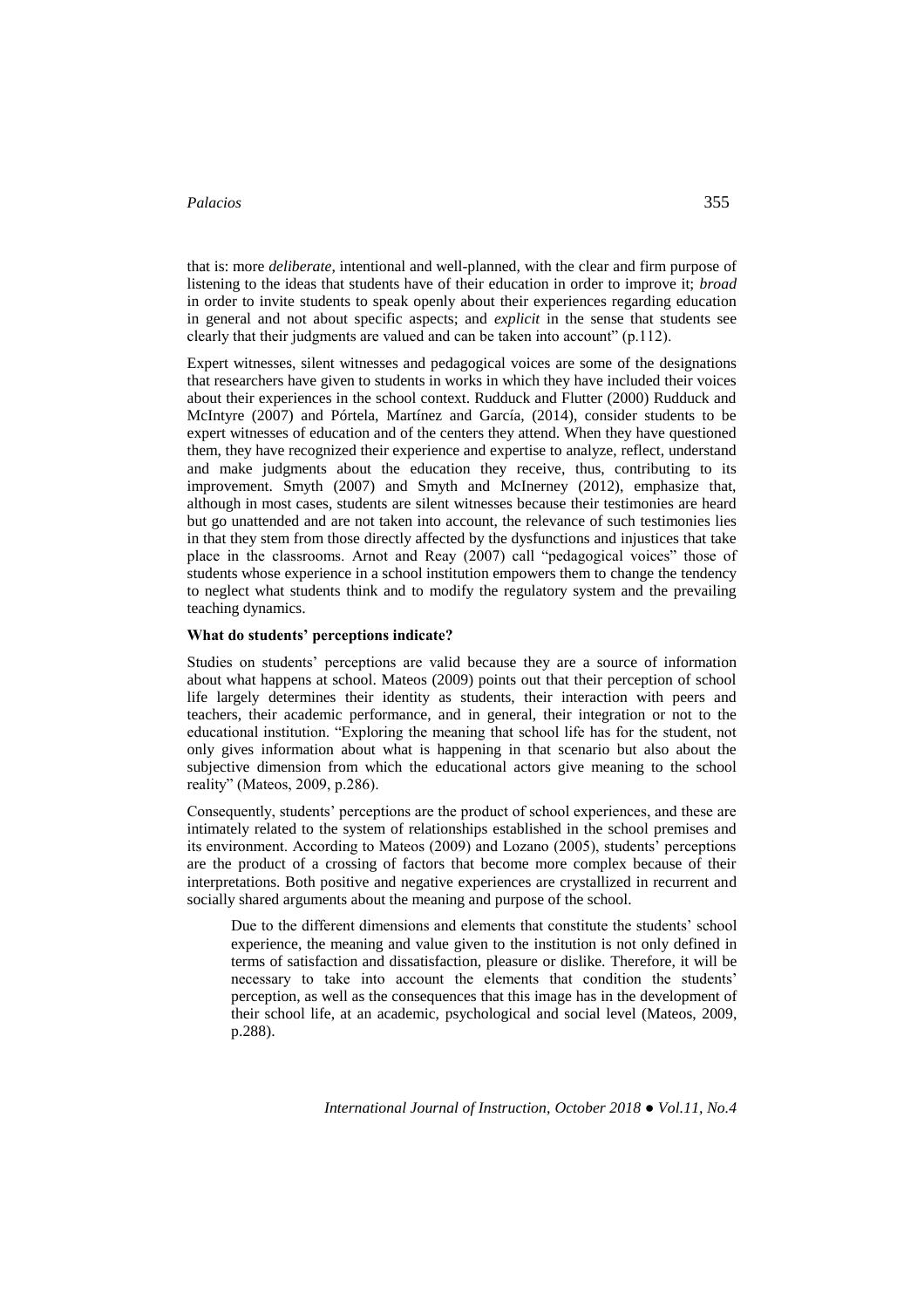that is: more *deliberate*, intentional and well-planned, with the clear and firm purpose of listening to the ideas that students have of their education in order to improve it; *broad* in order to invite students to speak openly about their experiences regarding education in general and not about specific aspects; and *explicit* in the sense that students see clearly that their judgments are valued and can be taken into account" (p.112).

Expert witnesses, silent witnesses and pedagogical voices are some of the designations that researchers have given to students in works in which they have included their voices about their experiences in the school context. Rudduck and Flutter (2000) Rudduck and McIntyre (2007) and Pórtela, Martínez and García, (2014), consider students to be expert witnesses of education and of the centers they attend. When they have questioned them, they have recognized their experience and expertise to analyze, reflect, understand and make judgments about the education they receive, thus, contributing to its improvement. Smyth (2007) and Smyth and McInerney (2012), emphasize that, although in most cases, students are silent witnesses because their testimonies are heard but go unattended and are not taken into account, the relevance of such testimonies lies in that they stem from those directly affected by the dysfunctions and injustices that take place in the classrooms. Arnot and Reay (2007) call "pedagogical voices" those of students whose experience in a school institution empowers them to change the tendency to neglect what students think and to modify the regulatory system and the prevailing teaching dynamics.

**What do students' perceptions indicate?**

Studies on students' perceptions are valid because they are a source of information about what happens at school. Mateos (2009) points out that their perception of school life largely determines their identity as students, their interaction with peers and teachers, their academic performance, and in general, their integration or not to the educational institution. "Exploring the meaning that school life has for the student, not only gives information about what is happening in that scenario but also about the subjective dimension from which the educational actors give meaning to the school reality" (Mateos, 2009, p.286).

Consequently, students' perceptions are the product of school experiences, and these are intimately related to the system of relationships established in the school premises and its environment. According to Mateos (2009) and Lozano (2005), students' perceptions are the product of a crossing of factors that become more complex because of their interpretations. Both positive and negative experiences are crystallized in recurrent and socially shared arguments about the meaning and purpose of the school.

> Due to the different dimensions and elements that constitute the students' school experience, the meaning and value given to the institution is not only defined in terms of satisfaction and dissatisfaction, pleasure or dislike. Therefore, it will be necessary to take into account the elements that condition the students' perception, as well as the consequences that this image has in the development of their school life, at an academic, psychological and social level (Mateos, 2009, p.288).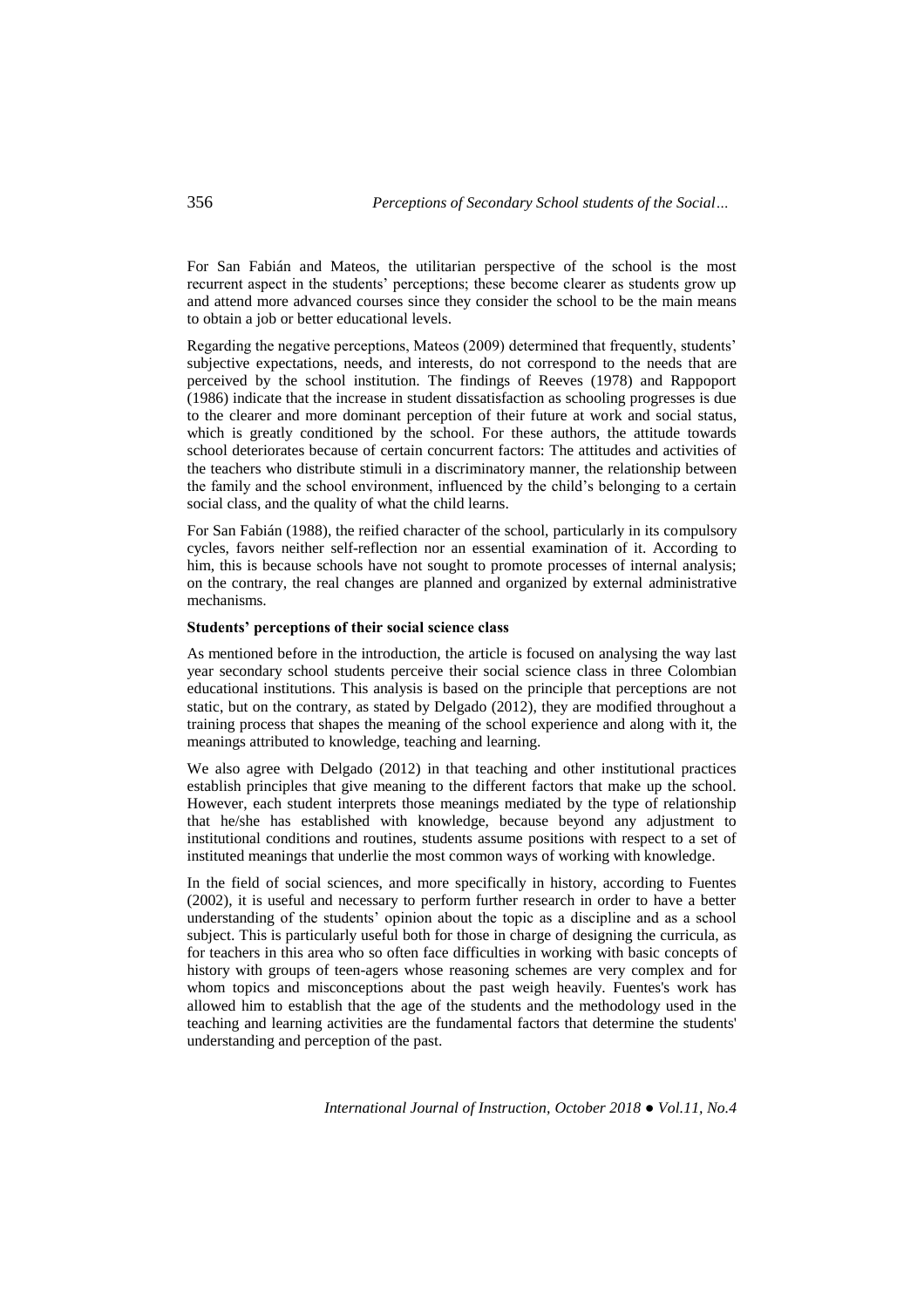For San Fabián and Mateos, the utilitarian perspective of the school is the most recurrent aspect in the students' perceptions; these become clearer as students grow up and attend more advanced courses since they consider the school to be the main means to obtain a job or better educational levels.

Regarding the negative perceptions, Mateos (2009) determined that frequently, students' subjective expectations, needs, and interests, do not correspond to the needs that are perceived by the school institution. The findings of Reeves (1978) and Rappoport (1986) indicate that the increase in student dissatisfaction as schooling progresses is due to the clearer and more dominant perception of their future at work and social status, which is greatly conditioned by the school. For these authors, the attitude towards school deteriorates because of certain concurrent factors: The attitudes and activities of the teachers who distribute stimuli in a discriminatory manner, the relationship between the family and the school environment, influenced by the child's belonging to a certain social class, and the quality of what the child learns.

For San Fabián (1988), the reified character of the school, particularly in its compulsory cycles, favors neither self-reflection nor an essential examination of it. According to him, this is because schools have not sought to promote processes of internal analysis; on the contrary, the real changes are planned and organized by external administrative mechanisms.

**Students' perceptions of their social science class**

As mentioned before in the introduction, the article is focused on analysing the way last year secondary school students perceive their social science class in three Colombian educational institutions. This analysis is based on the principle that perceptions are not static, but on the contrary, as stated by Delgado (2012), they are modified throughout a training process that shapes the meaning of the school experience and along with it, the meanings attributed to knowledge, teaching and learning.

We also agree with Delgado (2012) in that teaching and other institutional practices establish principles that give meaning to the different factors that make up the school. However, each student interprets those meanings mediated by the type of relationship that he/she has established with knowledge, because beyond any adjustment to institutional conditions and routines, students assume positions with respect to a set of instituted meanings that underlie the most common ways of working with knowledge.

In the field of social sciences, and more specifically in history, according to Fuentes (2002), it is useful and necessary to perform further research in order to have a better understanding of the students' opinion about the topic as a discipline and as a school subject. This is particularly useful both for those in charge of designing the curricula, as for teachers in this area who so often face difficulties in working with basic concepts of history with groups of teen-agers whose reasoning schemes are very complex and for whom topics and misconceptions about the past weigh heavily. Fuentes's work has allowed him to establish that the age of the students and the methodology used in the teaching and learning activities are the fundamental factors that determine the students' understanding and perception of the past.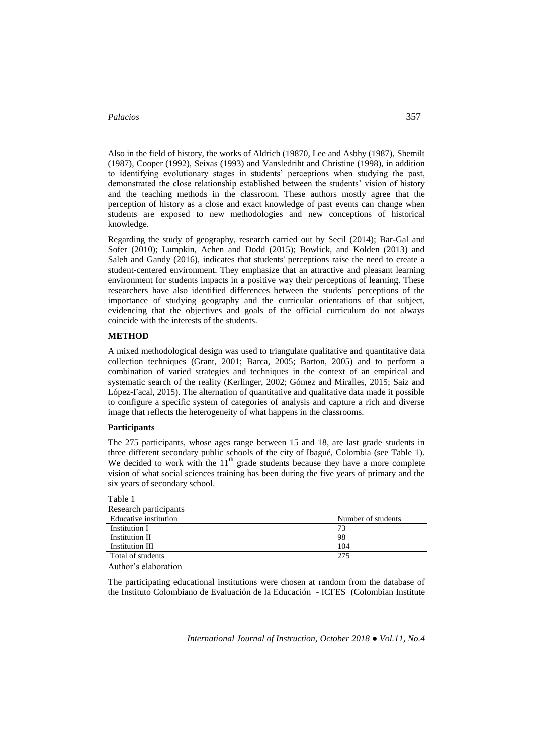Also in the field of history, the works of Aldrich (19870, Lee and Asbhy (1987), Shemilt (1987), Cooper (1992), Seixas (1993) and Vansledriht and Christine (1998), in addition to identifying evolutionary stages in students' perceptions when studying the past, demonstrated the close relationship established between the students' vision of history and the teaching methods in the classroom. These authors mostly agree that the perception of history as a close and exact knowledge of past events can change when students are exposed to new methodologies and new conceptions of historical knowledge.

Regarding the study of geography, research carried out by Secil (2014); Bar-Gal and Sofer (2010); Lumpkin, Achen and Dodd (2015); Bowlick, and Kolden (2013) and Saleh and Gandy (2016), indicates that students' perceptions raise the need to create a student-centered environment. They emphasize that an attractive and pleasant learning environment for students impacts in a positive way their perceptions of learning. These researchers have also identified differences between the students' perceptions of the importance of studying geography and the curricular orientations of that subject, evidencing that the objectives and goals of the official curriculum do not always coincide with the interests of the students.

## METHOD

A mixed methodological design was used to triangulate qualitative and quantitative data collection techniques (Grant, 2001; Barca, 2005; Barton, 2005) and to perform a combination of varied strategies and techniques in the context of an empirical and systematic search of the reality (Kerlinger, 2002; Gómez and Miralles, 2015; Saiz and López-Facal, 2015). The alternation of quantitative and qualitative data made it possible to configure a specific system of categories of analysis and capture a rich and diverse image that reflects the heterogeneity of what happens in the classrooms.

### Participants

The 275 participants, whose ages range between 15 and 18, are last grade students in three different secondary public schools of the city of Ibagué, Colombia (see Table 1). We decided to work with the 11th grade students because they have a more complete vision of what social sciences training has been during the five years of primary and the six years of secondary school.

Table 1
Research participants

| Educative institution | Number of students |
|---|---|
| Institution I | 73 |
| Institution II | 98 |
| Institution III | 104 |
| Total of students | 275 |

Author's elaboration

The participating educational institutions were chosen at random from the database of the Instituto Colombiano de Evaluación de la Educación - ICFES (Colombian Institute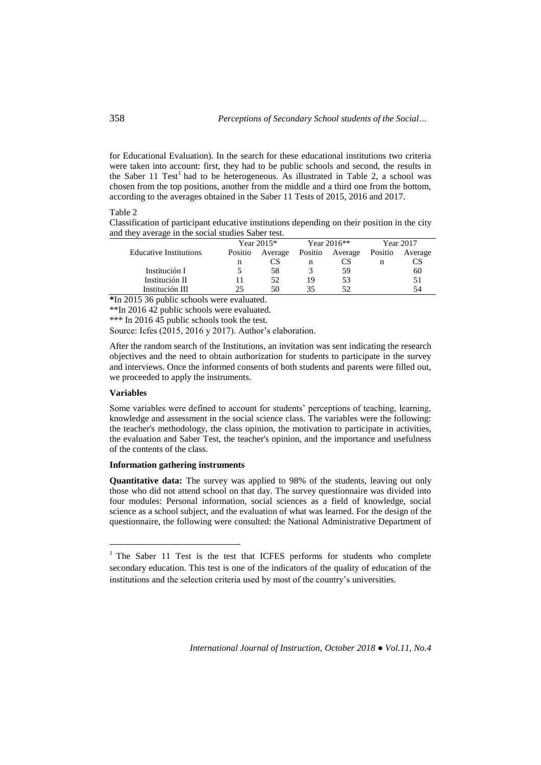for Educational Evaluation). In the search for these educational institutions two criteria were taken into account: first, they had to be public schools and second, the results in the Saber 11 Test[1] had to be heterogeneous. As illustrated in Table 2, a school was chosen from the top positions, another from the middle and a third one from the bottom, according to the averages obtained in the Saber 11 Tests of 2015, 2016 and 2017.

Table 2
Classification of participant educative institutions depending on their position in the city and they average in the social studies Saber test.

| Educative Institutions | Year 2015* | | Year 2016** | | Year 2017 | |
|---|---|---|---|---|---|---|
| | Position | Average CS | Position | Average CS | Position | Average CS |
| Institución I | 5 | 58 | 3 | 59 | | 60 |
| Institución II | 11 | 52 | 19 | 53 | | 51 |
| Institución III | 25 | 50 | 35 | 52 | | 54 |

*In 2015 36 public schools were evaluated.

**In 2016 42 public schools were evaluated.

*** In 2016 45 public schools took the test.

Source: Icfes (2015, 2016 y 2017). Author's elaboration.

After the random search of the Institutions, an invitation was sent indicating the research objectives and the need to obtain authorization for students to participate in the survey and interviews. Once the informed consents of both students and parents were filled out, we proceeded to apply the instruments.

**Variables**

Some variables were defined to account for students' perceptions of teaching, learning, knowledge and assessment in the social science class. The variables were the following: the teacher's methodology, the class opinion, the motivation to participate in activities, the evaluation and Saber Test, the teacher's opinion, and the importance and usefulness of the contents of the class.

**Information gathering instruments**

**Quantitative data:** The survey was applied to 98% of the students, leaving out only those who did not attend school on that day. The survey questionnaire was divided into four modules: Personal information, social sciences as a field of knowledge, social science as a school subject, and the evaluation of what was learned. For the design of the questionnaire, the following were consulted: the National Administrative Department of

[1] The Saber 11 Test is the test that ICFES performs for students who complete secondary education. This test is one of the indicators of the quality of education of the institutions and the selection criteria used by most of the country's universities.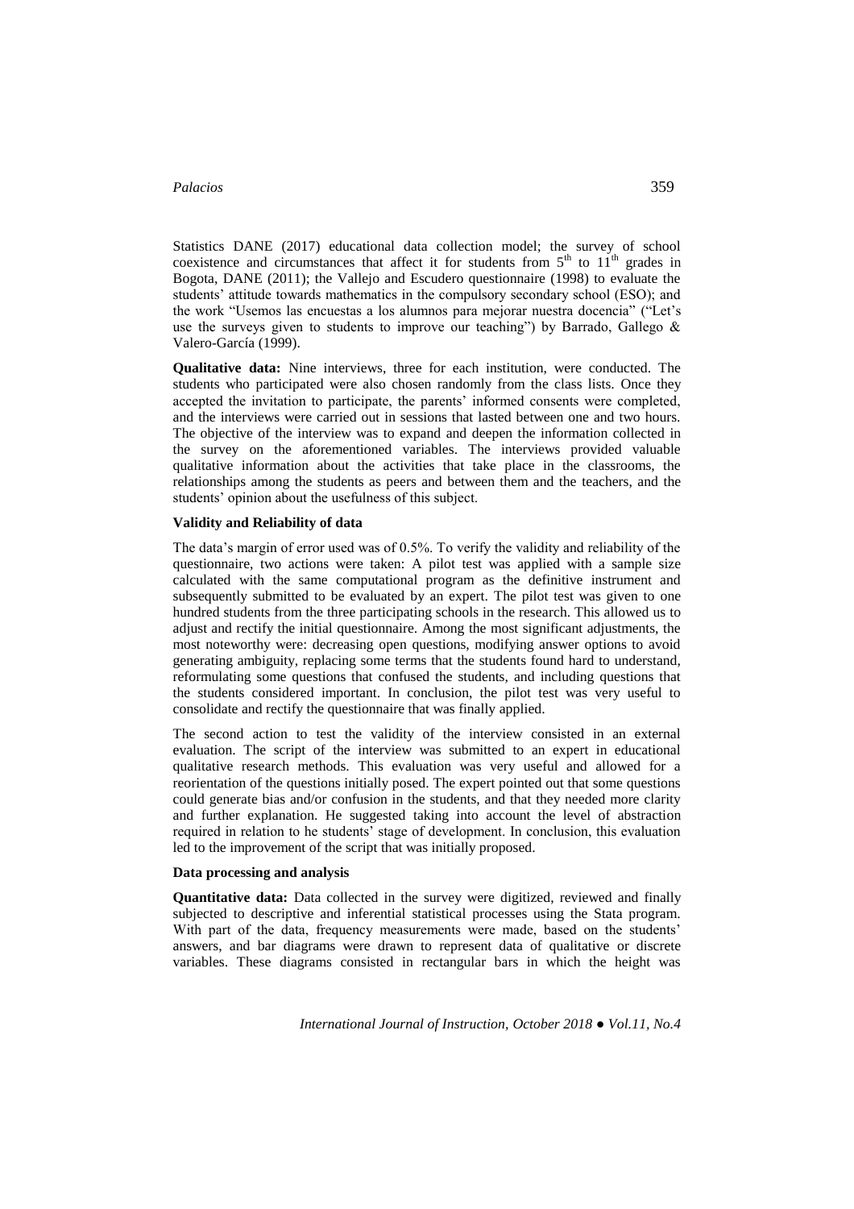Statistics DANE (2017) educational data collection model; the survey of school coexistence and circumstances that affect it for students from 5$^{th}$ to 11$^{th}$ grades in Bogota, DANE (2011); the Vallejo and Escudero questionnaire (1998) to evaluate the students' attitude towards mathematics in the compulsory secondary school (ESO); and the work "Usemos las encuestas a los alumnos para mejorar nuestra docencia" ("Let's use the surveys given to students to improve our teaching") by Barrado, Gallego & Valero-García (1999).

**Qualitative data:** Nine interviews, three for each institution, were conducted. The students who participated were also chosen randomly from the class lists. Once they accepted the invitation to participate, the parents' informed consents were completed, and the interviews were carried out in sessions that lasted between one and two hours. The objective of the interview was to expand and deepen the information collected in the survey on the aforementioned variables. The interviews provided valuable qualitative information about the activities that take place in the classrooms, the relationships among the students as peers and between them and the teachers, and the students' opinion about the usefulness of this subject.

### Validity and Reliability of data

The data's margin of error used was of 0.5%. To verify the validity and reliability of the questionnaire, two actions were taken: A pilot test was applied with a sample size calculated with the same computational program as the definitive instrument and subsequently submitted to be evaluated by an expert. The pilot test was given to one hundred students from the three participating schools in the research. This allowed us to adjust and rectify the initial questionnaire. Among the most significant adjustments, the most noteworthy were: decreasing open questions, modifying answer options to avoid generating ambiguity, replacing some terms that the students found hard to understand, reformulating some questions that confused the students, and including questions that the students considered important. In conclusion, the pilot test was very useful to consolidate and rectify the questionnaire that was finally applied.

The second action to test the validity of the interview consisted in an external evaluation. The script of the interview was submitted to an expert in educational qualitative research methods. This evaluation was very useful and allowed for a reorientation of the questions initially posed. The expert pointed out that some questions could generate bias and/or confusion in the students, and that they needed more clarity and further explanation. He suggested taking into account the level of abstraction required in relation to he students' stage of development. In conclusion, this evaluation led to the improvement of the script that was initially proposed.

### Data processing and analysis

**Quantitative data:** Data collected in the survey were digitized, reviewed and finally subjected to descriptive and inferential statistical processes using the Stata program. With part of the data, frequency measurements were made, based on the students' answers, and bar diagrams were drawn to represent data of qualitative or discrete variables. These diagrams consisted in rectangular bars in which the height was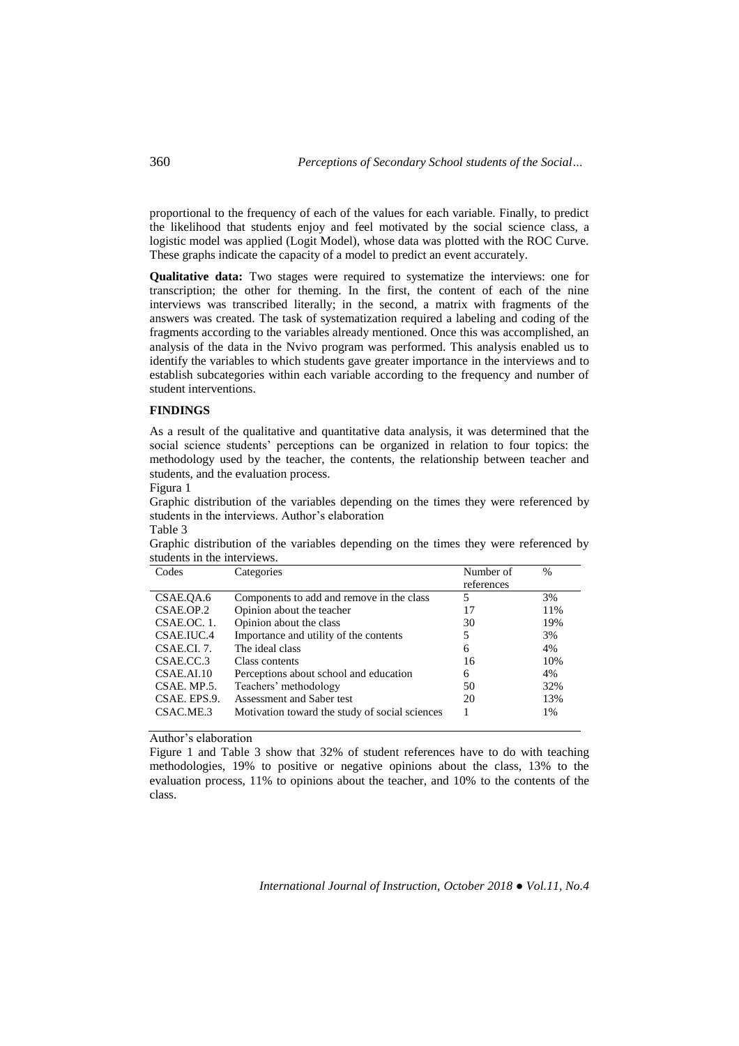proportional to the frequency of each of the values for each variable. Finally, to predict the likelihood that students enjoy and feel motivated by the social science class, a logistic model was applied (Logit Model), whose data was plotted with the ROC Curve. These graphs indicate the capacity of a model to predict an event accurately.

**Qualitative data:** Two stages were required to systematize the interviews: one for transcription; the other for theming. In the first, the content of each of the nine interviews was transcribed literally; in the second, a matrix with fragments of the answers was created. The task of systematization required a labeling and coding of the fragments according to the variables already mentioned. Once this was accomplished, an analysis of the data in the Nvivo program was performed. This analysis enabled us to identify the variables to which students gave greater importance in the interviews and to establish subcategories within each variable according to the frequency and number of student interventions.

## FINDINGS

As a result of the qualitative and quantitative data analysis, it was determined that the social science students' perceptions can be organized in relation to four topics: the methodology used by the teacher, the contents, the relationship between teacher and students, and the evaluation process.

Figura 1

Graphic distribution of the variables depending on the times they were referenced by students in the interviews. Author's elaboration

Table 3

Graphic distribution of the variables depending on the times they were referenced by students in the interviews.

| Codes | Categories | Number of references | % |
|---|---|---|---|
| CSAE.QA.6 | Components to add and remove in the class | 5 | 3% |
| CSAE.OP.2 | Opinion about the teacher | 17 | 11% |
| CSAE.OC. 1. | Opinion about the class | 30 | 19% |
| CSAE.IUC.4 | Importance and utility of the contents | 5 | 3% |
| CSAE.CI. 7. | The ideal class | 6 | 4% |
| CSAE.CC.3 | Class contents | 16 | 10% |
| CSAE.AI.10 | Perceptions about school and education | 6 | 4% |
| CSAE. MP.5. | Teachers' methodology | 50 | 32% |
| CSAE. EPS.9. | Assessment and Saber test | 20 | 13% |
| CSAC.ME.3 | Motivation toward the study of social sciences | 1 | 1% |

Author's elaboration

Figure 1 and Table 3 show that 32% of student references have to do with teaching methodologies, 19% to positive or negative opinions about the class, 13% to the evaluation process, 11% to opinions about the teacher, and 10% to the contents of the class.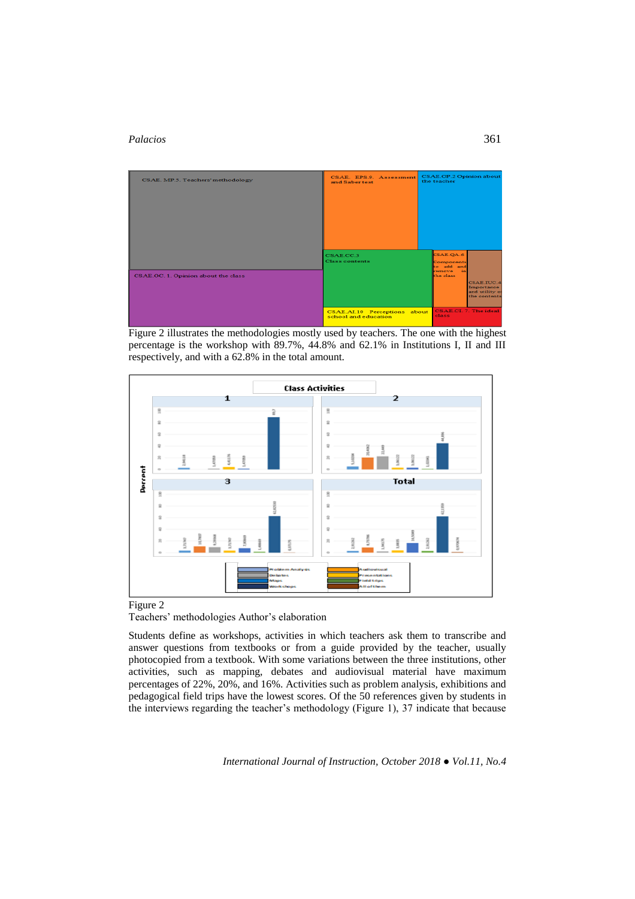Figure 2 illustrates the methodologies mostly used by teachers. The one with the highest percentage is the workshop with 89.7%, 44.8% and 62.1% in Institutions I, II and III respectively, and with a 62.8% in the total amount.

Figure 2

Teachers' methodologies Author's elaboration

Students define as workshops, activities in which teachers ask them to transcribe and answer questions from textbooks or from a guide provided by the teacher, usually photocopied from a textbook. With some variations between the three institutions, other activities, such as mapping, debates and audiovisual material have maximum percentages of 22%, 20%, and 16%. Activities such as problem analysis, exhibitions and pedagogical field trips have the lowest scores. Of the 50 references given by students in the interviews regarding the teacher's methodology (Figure 1), 37 indicate that because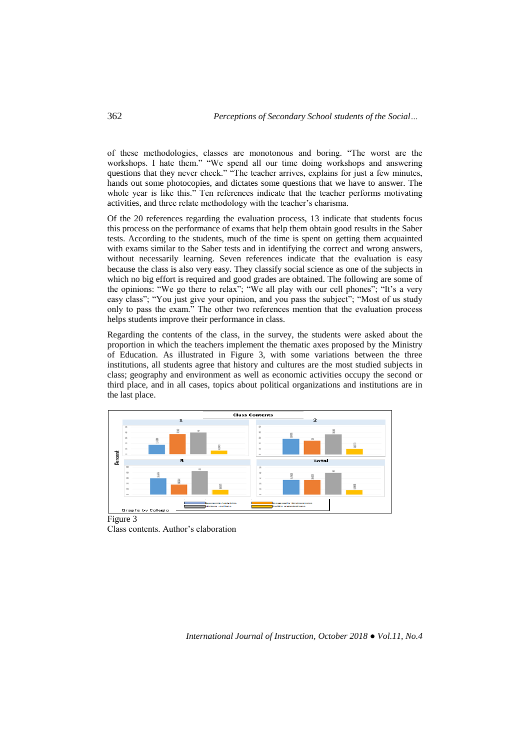of these methodologies, classes are monotonous and boring. "The worst are the workshops. I hate them." "We spend all our time doing workshops and answering questions that they never check." "The teacher arrives, explains for just a few minutes, hands out some photocopies, and dictates some questions that we have to answer. The whole year is like this." Ten references indicate that the teacher performs motivating activities, and three relate methodology with the teacher's charisma.

Of the 20 references regarding the evaluation process, 13 indicate that students focus this process on the performance of exams that help them obtain good results in the Saber tests. According to the students, much of the time is spent on getting them acquainted with exams similar to the Saber tests and in identifying the correct and wrong answers, without necessarily learning. Seven references indicate that the evaluation is easy because the class is also very easy. They classify social science as one of the subjects in which no big effort is required and good grades are obtained. The following are some of the opinions: "We go there to relax"; "We all play with our cell phones"; "It's a very easy class"; "You just give your opinion, and you pass the subject"; "Most of us study only to pass the exam." The other two references mention that the evaluation process helps students improve their performance in class.

Regarding the contents of the class, in the survey, the students were asked about the proportion in which the teachers implement the thematic axes proposed by the Ministry of Education. As illustrated in Figure 3, with some variations between the three institutions, all students agree that history and cultures are the most studied subjects in class; geography and environment as well as economic activities occupy the second or third place, and in all cases, topics about political organizations and institutions are in the last place.

Figure 3

Class contents. Author's elaboration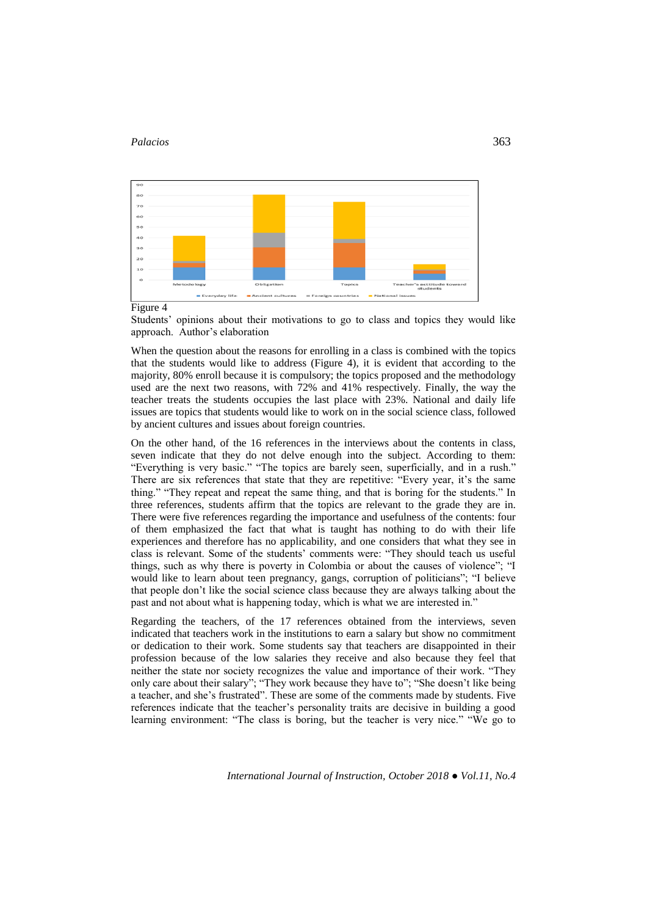Figure 4

Students' opinions about their motivations to go to class and topics they would like approach. Author's elaboration

When the question about the reasons for enrolling in a class is combined with the topics that the students would like to address (Figure 4), it is evident that according to the majority, 80% enroll because it is compulsory; the topics proposed and the methodology used are the next two reasons, with 72% and 41% respectively. Finally, the way the teacher treats the students occupies the last place with 23%. National and daily life issues are topics that students would like to work on in the social science class, followed by ancient cultures and issues about foreign countries.

On the other hand, of the 16 references in the interviews about the contents in class, seven indicate that they do not delve enough into the subject. According to them: "Everything is very basic." "The topics are barely seen, superficially, and in a rush." There are six references that state that they are repetitive: "Every year, it's the same thing." "They repeat and repeat the same thing, and that is boring for the students." In three references, students affirm that the topics are relevant to the grade they are in. There were five references regarding the importance and usefulness of the contents: four of them emphasized the fact that what is taught has nothing to do with their life experiences and therefore has no applicability, and one considers that what they see in class is relevant. Some of the students' comments were: "They should teach us useful things, such as why there is poverty in Colombia or about the causes of violence"; "I would like to learn about teen pregnancy, gangs, corruption of politicians"; "I believe that people don't like the social science class because they are always talking about the past and not about what is happening today, which is what we are interested in."

Regarding the teachers, of the 17 references obtained from the interviews, seven indicated that teachers work in the institutions to earn a salary but show no commitment or dedication to their work. Some students say that teachers are disappointed in their profession because of the low salaries they receive and also because they feel that neither the state nor society recognizes the value and importance of their work. "They only care about their salary"; "They work because they have to"; "She doesn't like being a teacher, and she's frustrated". These are some of the comments made by students. Five references indicate that the teacher's personality traits are decisive in building a good learning environment: "The class is boring, but the teacher is very nice." "We go to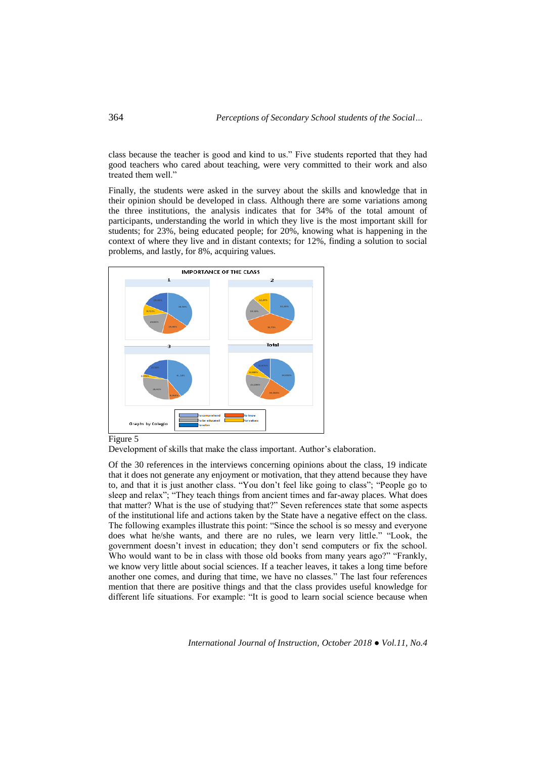class because the teacher is good and kind to us." Five students reported that they had good teachers who cared about teaching, were very committed to their work and also treated them well."

Finally, the students were asked in the survey about the skills and knowledge that in their opinion should be developed in class. Although there are some variations among the three institutions, the analysis indicates that for 34% of the total amount of participants, understanding the world in which they live is the most important skill for students; for 23%, being educated people; for 20%, knowing what is happening in the context of where they live and in distant contexts; for 12%, finding a solution to social problems, and lastly, for 8%, acquiring values.

Figure 5

Development of skills that make the class important. Author's elaboration.

Of the 30 references in the interviews concerning opinions about the class, 19 indicate that it does not generate any enjoyment or motivation, that they attend because they have to, and that it is just another class. "You don't feel like going to class"; "People go to sleep and relax"; "They teach things from ancient times and far-away places. What does that matter? What is the use of studying that?" Seven references state that some aspects of the institutional life and actions taken by the State have a negative effect on the class. The following examples illustrate this point: "Since the school is so messy and everyone does what he/she wants, and there are no rules, we learn very little." "Look, the government doesn't invest in education; they don't send computers or fix the school. Who would want to be in class with those old books from many years ago?" "Frankly, we know very little about social sciences. If a teacher leaves, it takes a long time before another one comes, and during that time, we have no classes." The last four references mention that there are positive things and that the class provides useful knowledge for different life situations. For example: "It is good to learn social science because when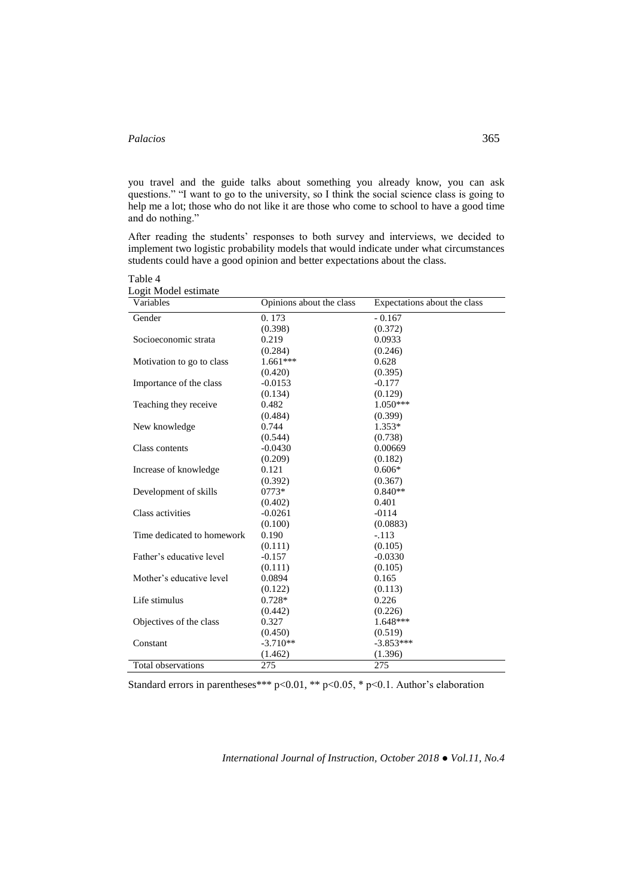you travel and the guide talks about something you already know, you can ask questions." "I want to go to the university, so I think the social science class is going to help me a lot; those who do not like it are those who come to school to have a good time and do nothing."

After reading the students' responses to both survey and interviews, we decided to implement two logistic probability models that would indicate under what circumstances students could have a good opinion and better expectations about the class.

Table 4
Logit Model estimate

| Variables | Opinions about the class | Expectations about the class |
|---|---|---|
| Gender | 0. 173 | - 0.167 |
| | (0.398) | (0.372) |
| Socioeconomic strata | 0.219 | 0.0933 |
| | (0.284) | (0.246) |
| Motivation to go to class | 1.661*** | 0.628 |
| | (0.420) | (0.395) |
| Importance of the class | -0.0153 | -0.177 |
| | (0.134) | (0.129) |
| Teaching they receive | 0.482 | 1.050*** |
| | (0.484) | (0.399) |
| New knowledge | 0.744 | 1.353* |
| | (0.544) | (0.738) |
| Class contents | -0.0430 | 0.00669 |
| | (0.209) | (0.182) |
| Increase of knowledge | 0.121 | 0.606* |
| | (0.392) | (0.367) |
| Development of skills | 0773* | 0.840** |
| | (0.402) | 0.401 |
| Class activities | -0.0261 | -0114 |
| | (0.100) | (0.0883) |
| Time dedicated to homework | 0.190 | -.113 |
| | (0.111) | (0.105) |
| Father's educative level | -0.157 | -0.0330 |
| | (0.111) | (0.105) |
| Mother's educative level | 0.0894 | 0.165 |
| | (0.122) | (0.113) |
| Life stimulus | 0.728* | 0.226 |
| | (0.442) | (0.226) |
| Objectives of the class | 0.327 | 1.648*** |
| | (0.450) | (0.519) |
| Constant | -3.710** | -3.853*** |
| | (1.462) | (1.396) |
| Total observations | 275 | 275 |

Standard errors in parentheses*** $p<0.01$, ** $p<0.05$, * $p<0.1$. Author's elaboration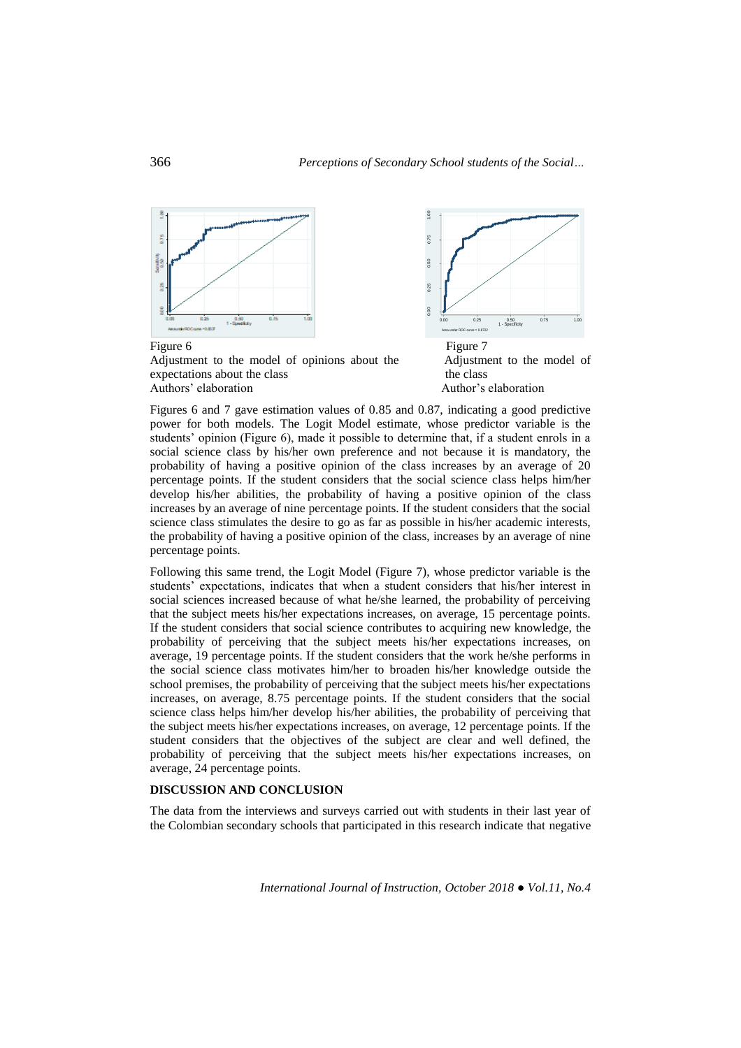Figure 6
Adjustment to the model of opinions about the expectations about the class
Authors' elaboration

Figure 7
Adjustment to the model of the class
Author's elaboration

Figures 6 and 7 gave estimation values of 0.85 and 0.87, indicating a good predictive power for both models. The Logit Model estimate, whose predictor variable is the students' opinion (Figure 6), made it possible to determine that, if a student enrols in a social science class by his/her own preference and not because it is mandatory, the probability of having a positive opinion of the class increases by an average of 20 percentage points. If the student considers that the social science class helps him/her develop his/her abilities, the probability of having a positive opinion of the class increases by an average of nine percentage points. If the student considers that the social science class stimulates the desire to go as far as possible in his/her academic interests, the probability of having a positive opinion of the class, increases by an average of nine percentage points.

Following this same trend, the Logit Model (Figure 7), whose predictor variable is the students' expectations, indicates that when a student considers that his/her interest in social sciences increased because of what he/she learned, the probability of perceiving that the subject meets his/her expectations increases, on average, 15 percentage points. If the student considers that social science contributes to acquiring new knowledge, the probability of perceiving that the subject meets his/her expectations increases, on average, 19 percentage points. If the student considers that the work he/she performs in the social science class motivates him/her to broaden his/her knowledge outside the school premises, the probability of perceiving that the subject meets his/her expectations increases, on average, 8.75 percentage points. If the student considers that the social science class helps him/her develop his/her abilities, the probability of perceiving that the subject meets his/her expectations increases, on average, 12 percentage points. If the student considers that the objectives of the subject are clear and well defined, the probability of perceiving that the subject meets his/her expectations increases, on average, 24 percentage points.

## DISCUSSION AND CONCLUSION

The data from the interviews and surveys carried out with students in their last year of the Colombian secondary schools that participated in this research indicate that negative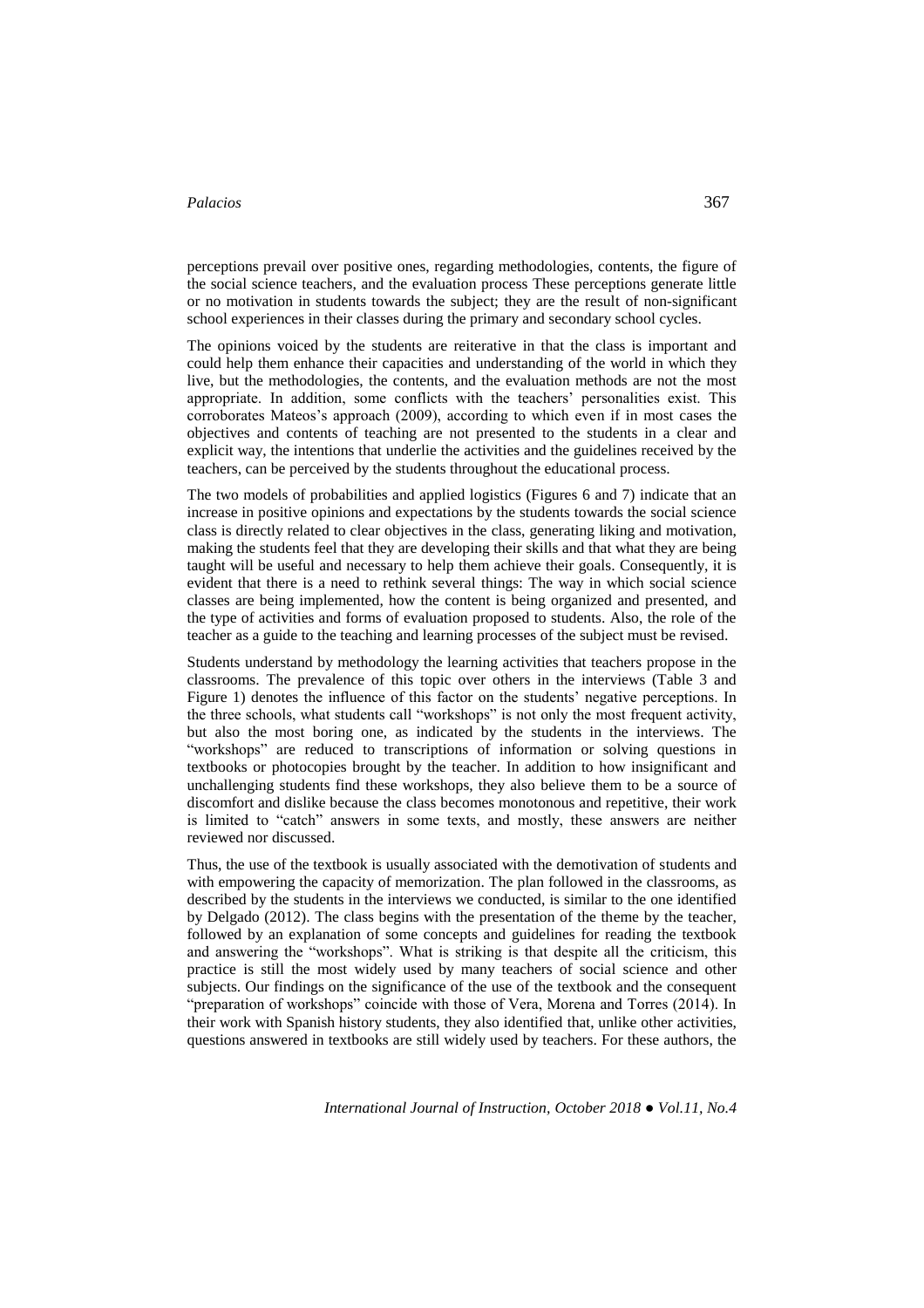perceptions prevail over positive ones, regarding methodologies, contents, the figure of the social science teachers, and the evaluation process These perceptions generate little or no motivation in students towards the subject; they are the result of non-significant school experiences in their classes during the primary and secondary school cycles.

The opinions voiced by the students are reiterative in that the class is important and could help them enhance their capacities and understanding of the world in which they live, but the methodologies, the contents, and the evaluation methods are not the most appropriate. In addition, some conflicts with the teachers' personalities exist. This corroborates Mateos's approach (2009), according to which even if in most cases the objectives and contents of teaching are not presented to the students in a clear and explicit way, the intentions that underlie the activities and the guidelines received by the teachers, can be perceived by the students throughout the educational process.

The two models of probabilities and applied logistics (Figures 6 and 7) indicate that an increase in positive opinions and expectations by the students towards the social science class is directly related to clear objectives in the class, generating liking and motivation, making the students feel that they are developing their skills and that what they are being taught will be useful and necessary to help them achieve their goals. Consequently, it is evident that there is a need to rethink several things: The way in which social science classes are being implemented, how the content is being organized and presented, and the type of activities and forms of evaluation proposed to students. Also, the role of the teacher as a guide to the teaching and learning processes of the subject must be revised.

Students understand by methodology the learning activities that teachers propose in the classrooms. The prevalence of this topic over others in the interviews (Table 3 and Figure 1) denotes the influence of this factor on the students' negative perceptions. In the three schools, what students call "workshops" is not only the most frequent activity, but also the most boring one, as indicated by the students in the interviews. The "workshops" are reduced to transcriptions of information or solving questions in textbooks or photocopies brought by the teacher. In addition to how insignificant and unchallenging students find these workshops, they also believe them to be a source of discomfort and dislike because the class becomes monotonous and repetitive, their work is limited to "catch" answers in some texts, and mostly, these answers are neither reviewed nor discussed.

Thus, the use of the textbook is usually associated with the demotivation of students and with empowering the capacity of memorization. The plan followed in the classrooms, as described by the students in the interviews we conducted, is similar to the one identified by Delgado (2012). The class begins with the presentation of the theme by the teacher, followed by an explanation of some concepts and guidelines for reading the textbook and answering the "workshops". What is striking is that despite all the criticism, this practice is still the most widely used by many teachers of social science and other subjects. Our findings on the significance of the use of the textbook and the consequent "preparation of workshops" coincide with those of Vera, Morena and Torres (2014). In their work with Spanish history students, they also identified that, unlike other activities, questions answered in textbooks are still widely used by teachers. For these authors, the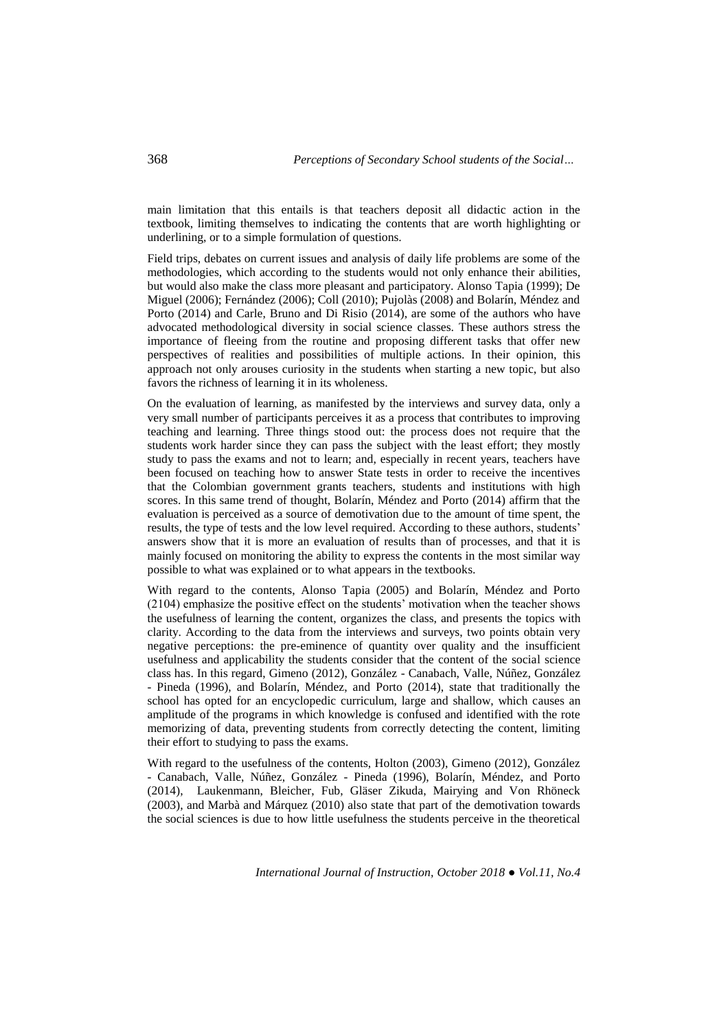main limitation that this entails is that teachers deposit all didactic action in the textbook, limiting themselves to indicating the contents that are worth highlighting or underlining, or to a simple formulation of questions.

Field trips, debates on current issues and analysis of daily life problems are some of the methodologies, which according to the students would not only enhance their abilities, but would also make the class more pleasant and participatory. Alonso Tapia (1999); De Miguel (2006); Fernández (2006); Coll (2010); Pujolàs (2008) and Bolarín, Méndez and Porto (2014) and Carle, Bruno and Di Risio (2014), are some of the authors who have advocated methodological diversity in social science classes. These authors stress the importance of fleeing from the routine and proposing different tasks that offer new perspectives of realities and possibilities of multiple actions. In their opinion, this approach not only arouses curiosity in the students when starting a new topic, but also favors the richness of learning it in its wholeness.

On the evaluation of learning, as manifested by the interviews and survey data, only a very small number of participants perceives it as a process that contributes to improving teaching and learning. Three things stood out: the process does not require that the students work harder since they can pass the subject with the least effort; they mostly study to pass the exams and not to learn; and, especially in recent years, teachers have been focused on teaching how to answer State tests in order to receive the incentives that the Colombian government grants teachers, students and institutions with high scores. In this same trend of thought, Bolarín, Méndez and Porto (2014) affirm that the evaluation is perceived as a source of demotivation due to the amount of time spent, the results, the type of tests and the low level required. According to these authors, students' answers show that it is more an evaluation of results than of processes, and that it is mainly focused on monitoring the ability to express the contents in the most similar way possible to what was explained or to what appears in the textbooks.

With regard to the contents, Alonso Tapia (2005) and Bolarín, Méndez and Porto (2104) emphasize the positive effect on the students' motivation when the teacher shows the usefulness of learning the content, organizes the class, and presents the topics with clarity. According to the data from the interviews and surveys, two points obtain very negative perceptions: the pre-eminence of quantity over quality and the insufficient usefulness and applicability the students consider that the content of the social science class has. In this regard, Gimeno (2012), González - Canabach, Valle, Núñez, González - Pineda (1996), and Bolarín, Méndez, and Porto (2014), state that traditionally the school has opted for an encyclopedic curriculum, large and shallow, which causes an amplitude of the programs in which knowledge is confused and identified with the rote memorizing of data, preventing students from correctly detecting the content, limiting their effort to studying to pass the exams.

With regard to the usefulness of the contents, Holton (2003), Gimeno (2012), González - Canabach, Valle, Núñez, González - Pineda (1996), Bolarín, Méndez, and Porto (2014), Laukenmann, Bleicher, Fub, Gläser Zikuda, Mairying and Von Rhöneck (2003), and Marbà and Márquez (2010) also state that part of the demotivation towards the social sciences is due to how little usefulness the students perceive in the theoretical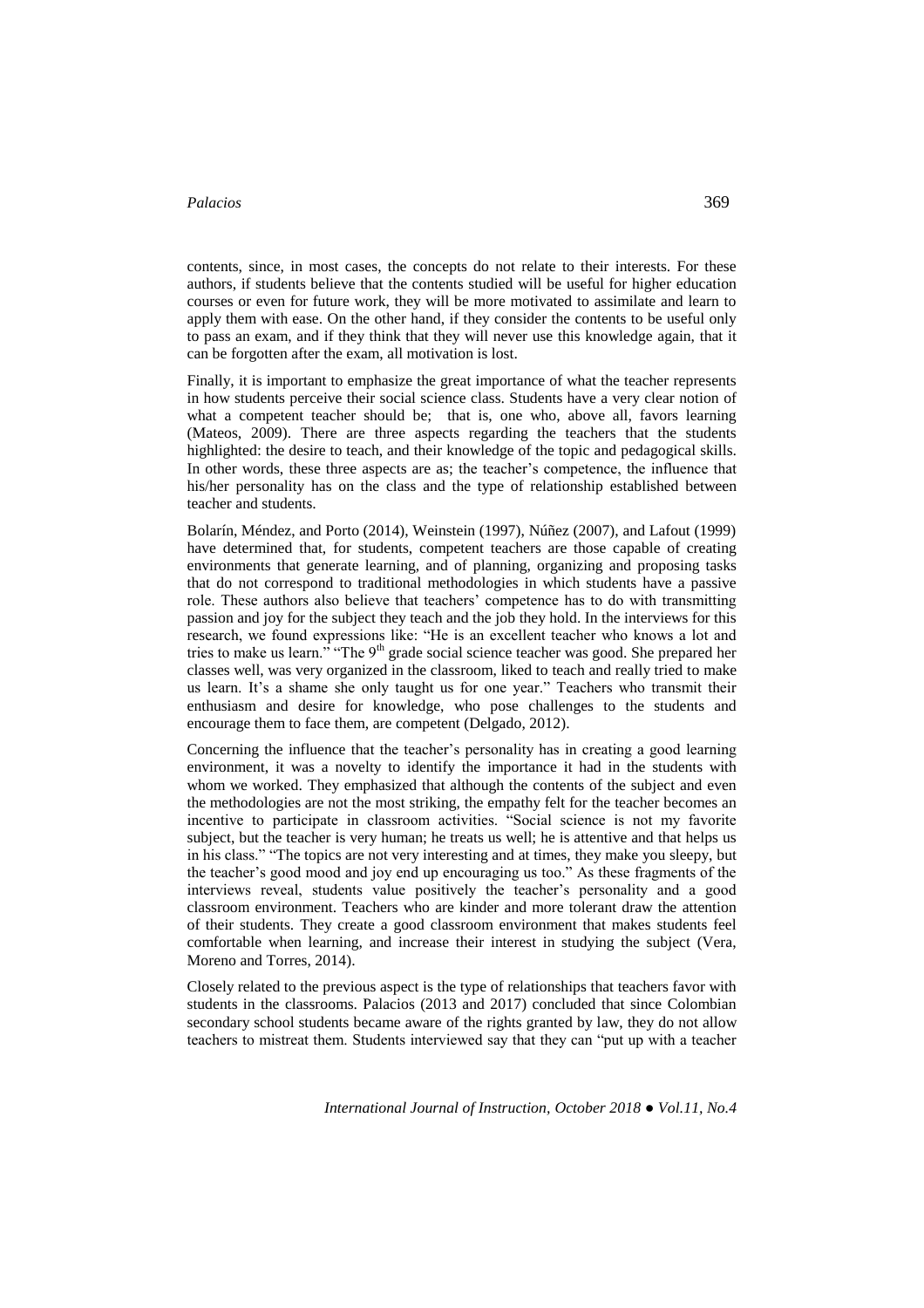contents, since, in most cases, the concepts do not relate to their interests. For these authors, if students believe that the contents studied will be useful for higher education courses or even for future work, they will be more motivated to assimilate and learn to apply them with ease. On the other hand, if they consider the contents to be useful only to pass an exam, and if they think that they will never use this knowledge again, that it can be forgotten after the exam, all motivation is lost.

Finally, it is important to emphasize the great importance of what the teacher represents in how students perceive their social science class. Students have a very clear notion of what a competent teacher should be; that is, one who, above all, favors learning (Mateos, 2009). There are three aspects regarding the teachers that the students highlighted: the desire to teach, and their knowledge of the topic and pedagogical skills. In other words, these three aspects are as; the teacher's competence, the influence that his/her personality has on the class and the type of relationship established between teacher and students.

Bolarín, Méndez, and Porto (2014), Weinstein (1997), Núñez (2007), and Lafout (1999) have determined that, for students, competent teachers are those capable of creating environments that generate learning, and of planning, organizing and proposing tasks that do not correspond to traditional methodologies in which students have a passive role. These authors also believe that teachers' competence has to do with transmitting passion and joy for the subject they teach and the job they hold. In the interviews for this research, we found expressions like: "He is an excellent teacher who knows a lot and tries to make us learn." "The 9th grade social science teacher was good. She prepared her classes well, was very organized in the classroom, liked to teach and really tried to make us learn. It's a shame she only taught us for one year." Teachers who transmit their enthusiasm and desire for knowledge, who pose challenges to the students and encourage them to face them, are competent (Delgado, 2012).

Concerning the influence that the teacher's personality has in creating a good learning environment, it was a novelty to identify the importance it had in the students with whom we worked. They emphasized that although the contents of the subject and even the methodologies are not the most striking, the empathy felt for the teacher becomes an incentive to participate in classroom activities. "Social science is not my favorite subject, but the teacher is very human; he treats us well; he is attentive and that helps us in his class." "The topics are not very interesting and at times, they make you sleepy, but the teacher's good mood and joy end up encouraging us too." As these fragments of the interviews reveal, students value positively the teacher's personality and a good classroom environment. Teachers who are kinder and more tolerant draw the attention of their students. They create a good classroom environment that makes students feel comfortable when learning, and increase their interest in studying the subject (Vera, Moreno and Torres, 2014).

Closely related to the previous aspect is the type of relationships that teachers favor with students in the classrooms. Palacios (2013 and 2017) concluded that since Colombian secondary school students became aware of the rights granted by law, they do not allow teachers to mistreat them. Students interviewed say that they can "put up with a teacher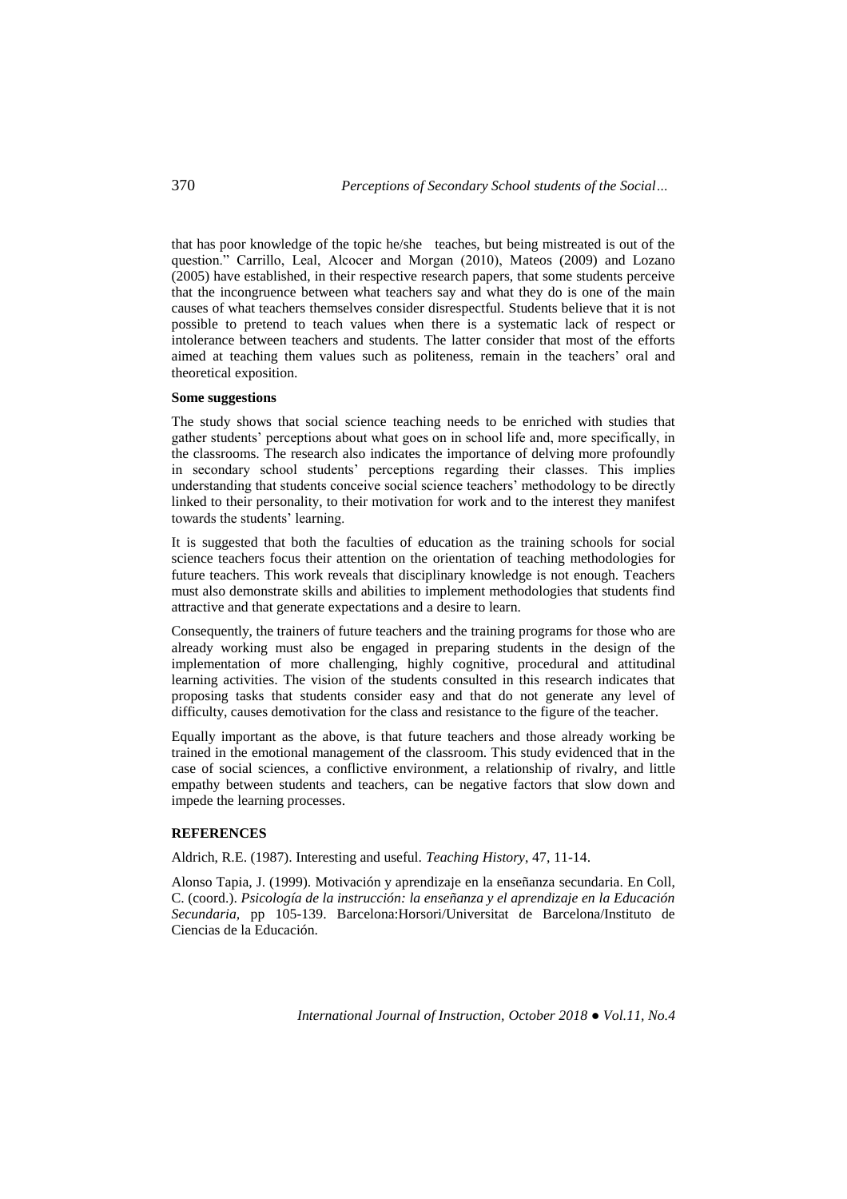that has poor knowledge of the topic he/she teaches, but being mistreated is out of the question." Carrillo, Leal, Alcocer and Morgan (2010), Mateos (2009) and Lozano (2005) have established, in their respective research papers, that some students perceive that the incongruence between what teachers say and what they do is one of the main causes of what teachers themselves consider disrespectful. Students believe that it is not possible to pretend to teach values when there is a systematic lack of respect or intolerance between teachers and students. The latter consider that most of the efforts aimed at teaching them values such as politeness, remain in the teachers' oral and theoretical exposition.

**Some suggestions**

The study shows that social science teaching needs to be enriched with studies that gather students' perceptions about what goes on in school life and, more specifically, in the classrooms. The research also indicates the importance of delving more profoundly in secondary school students' perceptions regarding their classes. This implies understanding that students conceive social science teachers' methodology to be directly linked to their personality, to their motivation for work and to the interest they manifest towards the students' learning.

It is suggested that both the faculties of education as the training schools for social science teachers focus their attention on the orientation of teaching methodologies for future teachers. This work reveals that disciplinary knowledge is not enough. Teachers must also demonstrate skills and abilities to implement methodologies that students find attractive and that generate expectations and a desire to learn.

Consequently, the trainers of future teachers and the training programs for those who are already working must also be engaged in preparing students in the design of the implementation of more challenging, highly cognitive, procedural and attitudinal learning activities. The vision of the students consulted in this research indicates that proposing tasks that students consider easy and that do not generate any level of difficulty, causes demotivation for the class and resistance to the figure of the teacher.

Equally important as the above, is that future teachers and those already working be trained in the emotional management of the classroom. This study evidenced that in the case of social sciences, a conflictive environment, a relationship of rivalry, and little empathy between students and teachers, can be negative factors that slow down and impede the learning processes.

**REFERENCES**

Aldrich, R.E. (1987). Interesting and useful. *Teaching History*, 47, 11-14.

Alonso Tapia, J. (1999). Motivación y aprendizaje en la enseñanza secundaria. En Coll, C. (coord.). *Psicología de la instrucción: la enseñanza y el aprendizaje en la Educación Secundaria*, pp 105-139. Barcelona:Horsori/Universitat de Barcelona/Instituto de Ciencias de la Educación.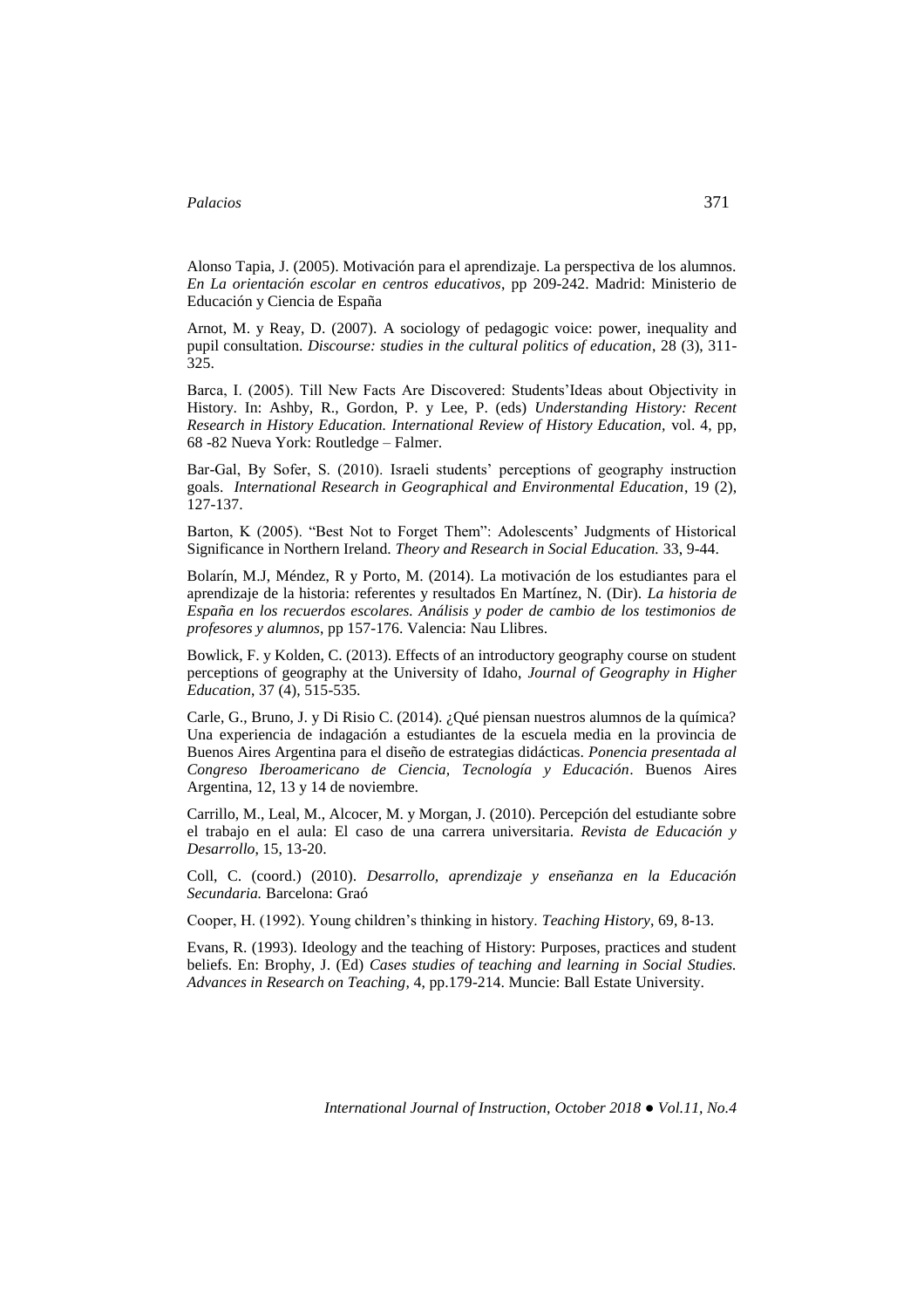Alonso Tapia, J. (2005). Motivación para el aprendizaje. La perspectiva de los alumnos. *En La orientación escolar en centros educativos*, pp 209-242. Madrid: Ministerio de Educación y Ciencia de España

Arnot, M. y Reay, D. (2007). A sociology of pedagogic voice: power, inequality and pupil consultation. *Discourse: studies in the cultural politics of education*, 28 (3), 311-325.

Barca, I. (2005). Till New Facts Are Discovered: Students'Ideas about Objectivity in History. In: Ashby, R., Gordon, P. y Lee, P. (eds) *Understanding History: Recent Research in History Education. International Review of History Education,* vol. 4, pp, 68 -82 Nueva York: Routledge – Falmer.

Bar-Gal, By Sofer, S. (2010). Israeli students' perceptions of geography instruction goals. *International Research in Geographical and Environmental Education*, 19 (2), 127-137.

Barton, K (2005). "Best Not to Forget Them": Adolescents' Judgments of Historical Significance in Northern Ireland. *Theory and Research in Social Education.* 33, 9-44.

Bolarín, M.J, Méndez, R y Porto, M. (2014). La motivación de los estudiantes para el aprendizaje de la historia: referentes y resultados En Martínez, N. (Dir). *La historia de España en los recuerdos escolares. Análisis y poder de cambio de los testimonios de profesores y alumnos*, pp 157-176. Valencia: Nau Llibres.

Bowlick, F. y Kolden, C. (2013). Effects of an introductory geography course on student perceptions of geography at the University of Idaho, *Journal of Geography in Higher Education*, 37 (4), 515-535.

Carle, G., Bruno, J. y Di Risio C. (2014). ¿Qué piensan nuestros alumnos de la química? Una experiencia de indagación a estudiantes de la escuela media en la provincia de Buenos Aires Argentina para el diseño de estrategias didácticas. *Ponencia presentada al Congreso Iberoamericano de Ciencia, Tecnología y Educación*. Buenos Aires Argentina, 12, 13 y 14 de noviembre.

Carrillo, M., Leal, M., Alcocer, M. y Morgan, J. (2010). Percepción del estudiante sobre el trabajo en el aula: El caso de una carrera universitaria. *Revista de Educación y Desarrollo,* 15, 13-20.

Coll, C. (coord.) (2010). *Desarrollo, aprendizaje y enseñanza en la Educación Secundaria.* Barcelona: Graó

Cooper, H. (1992). Young children's thinking in history. *Teaching History*, 69, 8-13.

Evans, R. (1993). Ideology and the teaching of History: Purposes, practices and student beliefs. En: Brophy, J. (Ed) *Cases studies of teaching and learning in Social Studies. Advances in Research on Teaching*, 4, pp.179-214. Muncie: Ball Estate University.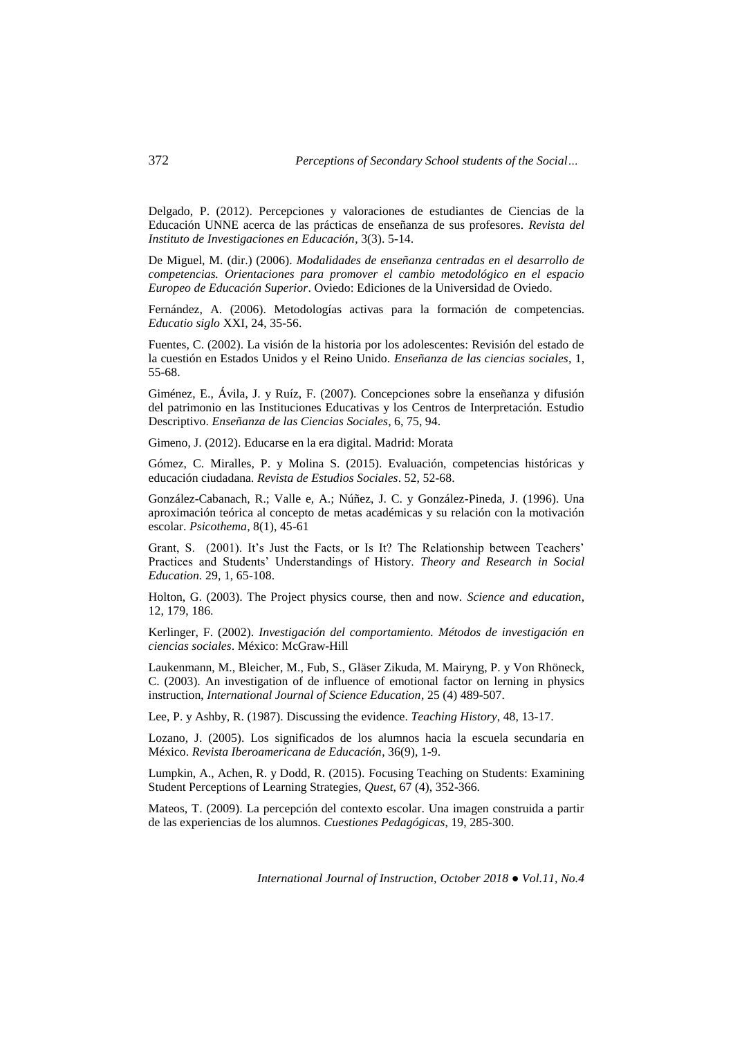Delgado, P. (2012). Percepciones y valoraciones de estudiantes de Ciencias de la Educación UNNE acerca de las prácticas de enseñanza de sus profesores. *Revista del Instituto de Investigaciones en Educación*, 3(3). 5-14.

De Miguel, M. (dir.) (2006). *Modalidades de enseñanza centradas en el desarrollo de competencias. Orientaciones para promover el cambio metodológico en el espacio Europeo de Educación Superior*. Oviedo: Ediciones de la Universidad de Oviedo.

Fernández, A. (2006). Metodologías activas para la formación de competencias. *Educatio siglo* XXI, 24, 35-56.

Fuentes, C. (2002). La visión de la historia por los adolescentes: Revisión del estado de la cuestión en Estados Unidos y el Reino Unido. *Enseñanza de las ciencias sociales*, 1, 55-68.

Giménez, E., Ávila, J. y Ruíz, F. (2007). Concepciones sobre la enseñanza y difusión del patrimonio en las Instituciones Educativas y los Centros de Interpretación. Estudio Descriptivo. *Enseñanza de las Ciencias Sociales*, 6, 75, 94.

Gimeno, J. (2012). Educarse en la era digital. Madrid: Morata

Gómez, C. Miralles, P. y Molina S. (2015). Evaluación, competencias históricas y educación ciudadana. *Revista de Estudios Sociales*. 52, 52-68.

González-Cabanach, R.; Valle e, A.; Núñez, J. C. y González-Pineda, J. (1996). Una aproximación teórica al concepto de metas académicas y su relación con la motivación escolar. *Psicothema*, 8(1), 45-61

Grant, S. (2001). It's Just the Facts, or Is It? The Relationship between Teachers' Practices and Students' Understandings of History. *Theory and Research in Social Education*. 29, 1, 65-108.

Holton, G. (2003). The Project physics course, then and now. *Science and education*, 12, 179, 186.

Kerlinger, F. (2002). *Investigación del comportamiento. Métodos de investigación en ciencias sociales*. México: McGraw-Hill

Laukenmann, M., Bleicher, M., Fub, S., Gläser Zikuda, M. Mairyng, P. y Von Rhöneck, C. (2003). An investigation of de influence of emotional factor on lerning in physics instruction, *International Journal of Science Education*, 25 (4) 489-507.

Lee, P. y Ashby, R. (1987). Discussing the evidence. *Teaching History*, 48, 13-17.

Lozano, J. (2005). Los significados de los alumnos hacia la escuela secundaria en México. *Revista Iberoamericana de Educación*, 36(9), 1-9.

Lumpkin, A., Achen, R. y Dodd, R. (2015). Focusing Teaching on Students: Examining Student Perceptions of Learning Strategies, *Quest*, 67 (4), 352-366.

Mateos, T. (2009). La percepción del contexto escolar. Una imagen construida a partir de las experiencias de los alumnos. *Cuestiones Pedagógicas*, 19, 285-300.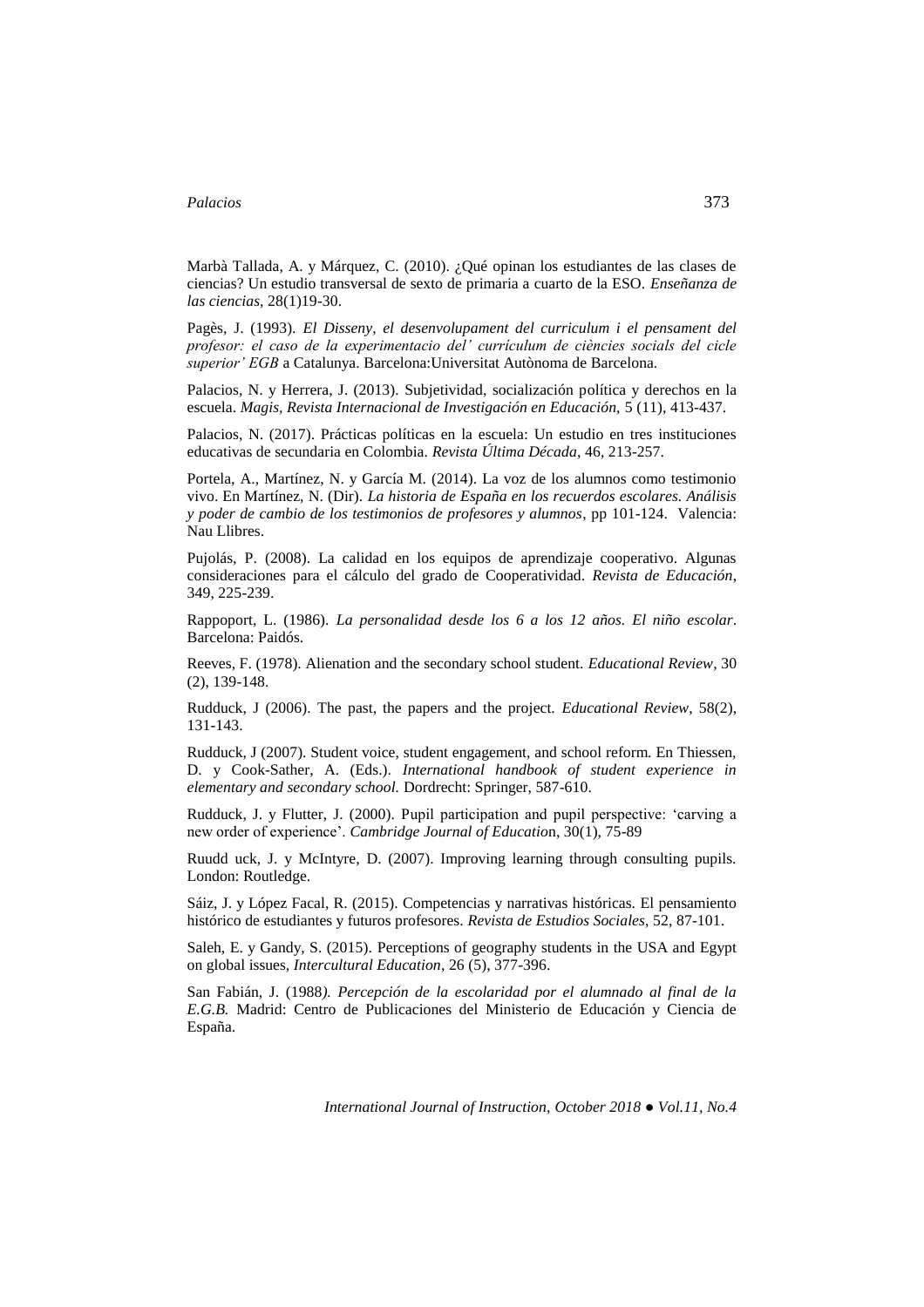Marbà Tallada, A. y Márquez, C. (2010). ¿Qué opinan los estudiantes de las clases de ciencias? Un estudio transversal de sexto de primaria a cuarto de la ESO. *Enseñanza de las ciencias*, 28(1)19-30.

Pagès, J. (1993). *El Disseny, el desenvolupament del curriculum i el pensament del profesor: el caso de la experimentacio del' currículum de ciències socials del cicle superior' EGB* a Catalunya. Barcelona:Universitat Autònoma de Barcelona.

Palacios, N. y Herrera, J. (2013). Subjetividad, socialización política y derechos en la escuela. *Magis, Revista Internacional de Investigación en Educación,* 5 (11), 413-437.

Palacios, N. (2017). Prácticas políticas en la escuela: Un estudio en tres instituciones educativas de secundaria en Colombia. *Revista Última Década*, 46, 213-257.

Portela, A., Martínez, N. y García M. (2014). La voz de los alumnos como testimonio vivo. En Martínez, N. (Dir). *La historia de España en los recuerdos escolares. Análisis y poder de cambio de los testimonios de profesores y alumnos*, pp 101-124. Valencia: Nau Llibres.

Pujolás, P. (2008). La calidad en los equipos de aprendizaje cooperativo. Algunas consideraciones para el cálculo del grado de Cooperatividad. *Revista de Educación*, 349, 225-239.

Rappoport, L. (1986). *La personalidad desde los 6 a los 12 años. El niño escolar*. Barcelona: Paidós.

Reeves, F. (1978). Alienation and the secondary school student. *Educational Review*, 30 (2), 139-148.

Rudduck, J (2006). The past, the papers and the project. *Educational Review*, 58(2), 131-143.

Rudduck, J (2007). Student voice, student engagement, and school reform. En Thiessen, D. y Cook-Sather, A. (Eds.). *International handbook of student experience in elementary and secondary school.* Dordrecht: Springer, 587-610.

Rudduck, J. y Flutter, J. (2000). Pupil participation and pupil perspective: 'carving a new order of experience'. *Cambridge Journal of Education*, 30(1), 75-89

Ruudd uck, J. y McIntyre, D. (2007). Improving learning through consulting pupils. London: Routledge.

Sáiz, J. y López Facal, R. (2015). Competencias y narrativas históricas. El pensamiento histórico de estudiantes y futuros profesores. *Revista de Estudios Sociales*, 52, 87-101.

Saleh, E. y Gandy, S. (2015). Perceptions of geography students in the USA and Egypt on global issues, *Intercultural Education*, 26 (5), 377-396.

San Fabián, J. (1988*). Percepción de la escolaridad por el alumnado al final de la E.G.B.* Madrid: Centro de Publicaciones del Ministerio de Educación y Ciencia de España.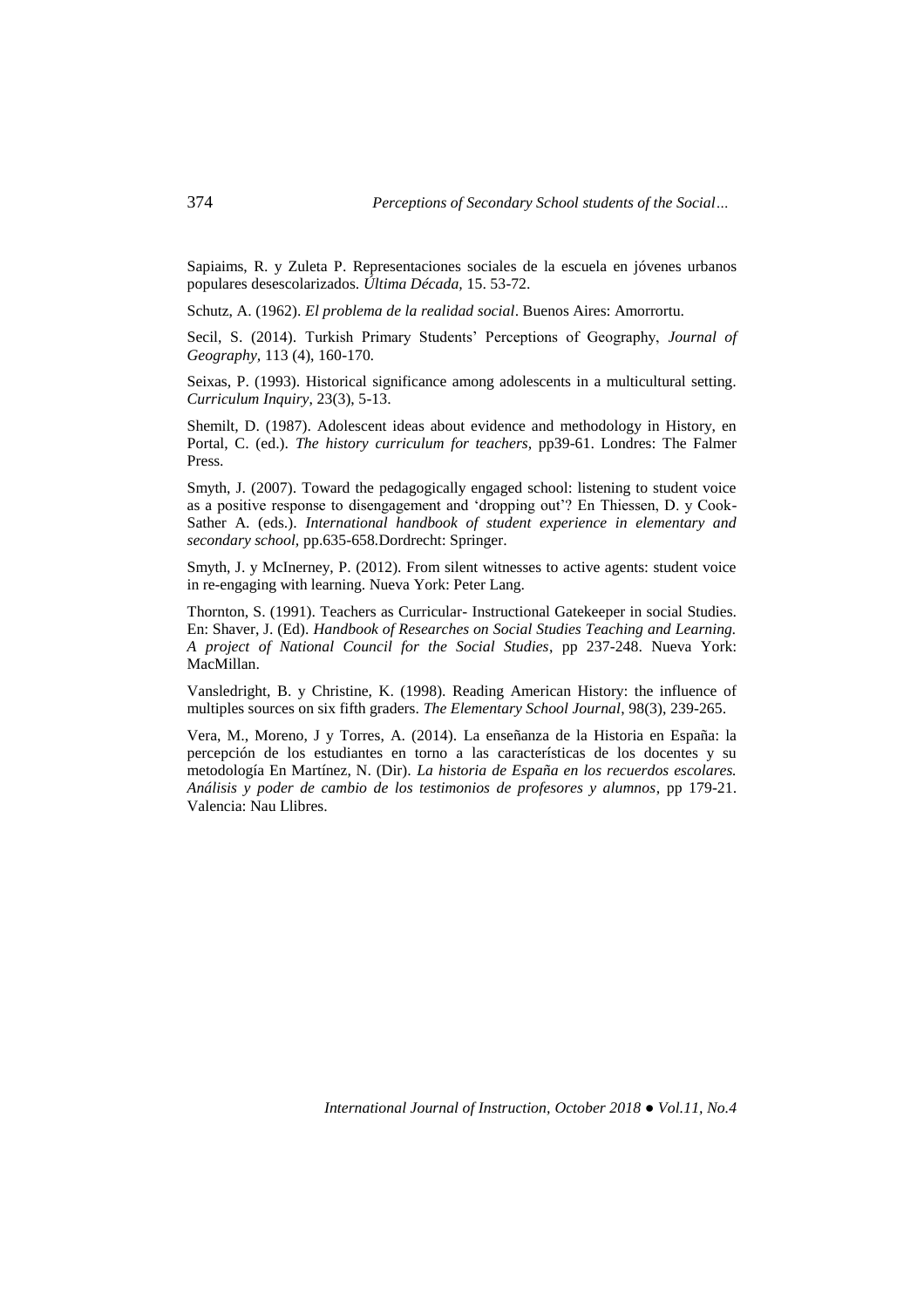Sapiaims, R. y Zuleta P. Representaciones sociales de la escuela en jóvenes urbanos populares desescolarizados. *Última Década*, 15. 53-72.

Schutz, A. (1962). *El problema de la realidad social*. Buenos Aires: Amorrortu.

Secil, S. (2014). Turkish Primary Students' Perceptions of Geography, *Journal of Geography*, 113 (4), 160-170.

Seixas, P. (1993). Historical significance among adolescents in a multicultural setting. *Curriculum Inquiry*, 23(3), 5-13.

Shemilt, D. (1987). Adolescent ideas about evidence and methodology in History, en Portal, C. (ed.). *The history curriculum for teachers*, pp39-61. Londres: The Falmer Press.

Smyth, J. (2007). Toward the pedagogically engaged school: listening to student voice as a positive response to disengagement and 'dropping out'? En Thiessen, D. y Cook-Sather A. (eds.). *International handbook of student experience in elementary and secondary school*, pp.635-658.Dordrecht: Springer.

Smyth, J. y McInerney, P. (2012). From silent witnesses to active agents: student voice in re-engaging with learning. Nueva York: Peter Lang.

Thornton, S. (1991). Teachers as Curricular- Instructional Gatekeeper in social Studies. En: Shaver, J. (Ed). *Handbook of Researches on Social Studies Teaching and Learning. A project of National Council for the Social Studies*, pp 237-248. Nueva York: MacMillan.

Vansledright, B. y Christine, K. (1998). Reading American History: the influence of multiples sources on six fifth graders. *The Elementary School Journal*, 98(3), 239-265.

Vera, M., Moreno, J y Torres, A. (2014). La enseñanza de la Historia en España: la percepción de los estudiantes en torno a las características de los docentes y su metodología En Martínez, N. (Dir). *La historia de España en los recuerdos escolares. Análisis y poder de cambio de los testimonios de profesores y alumnos*, pp 179-21. Valencia: Nau Llibres.